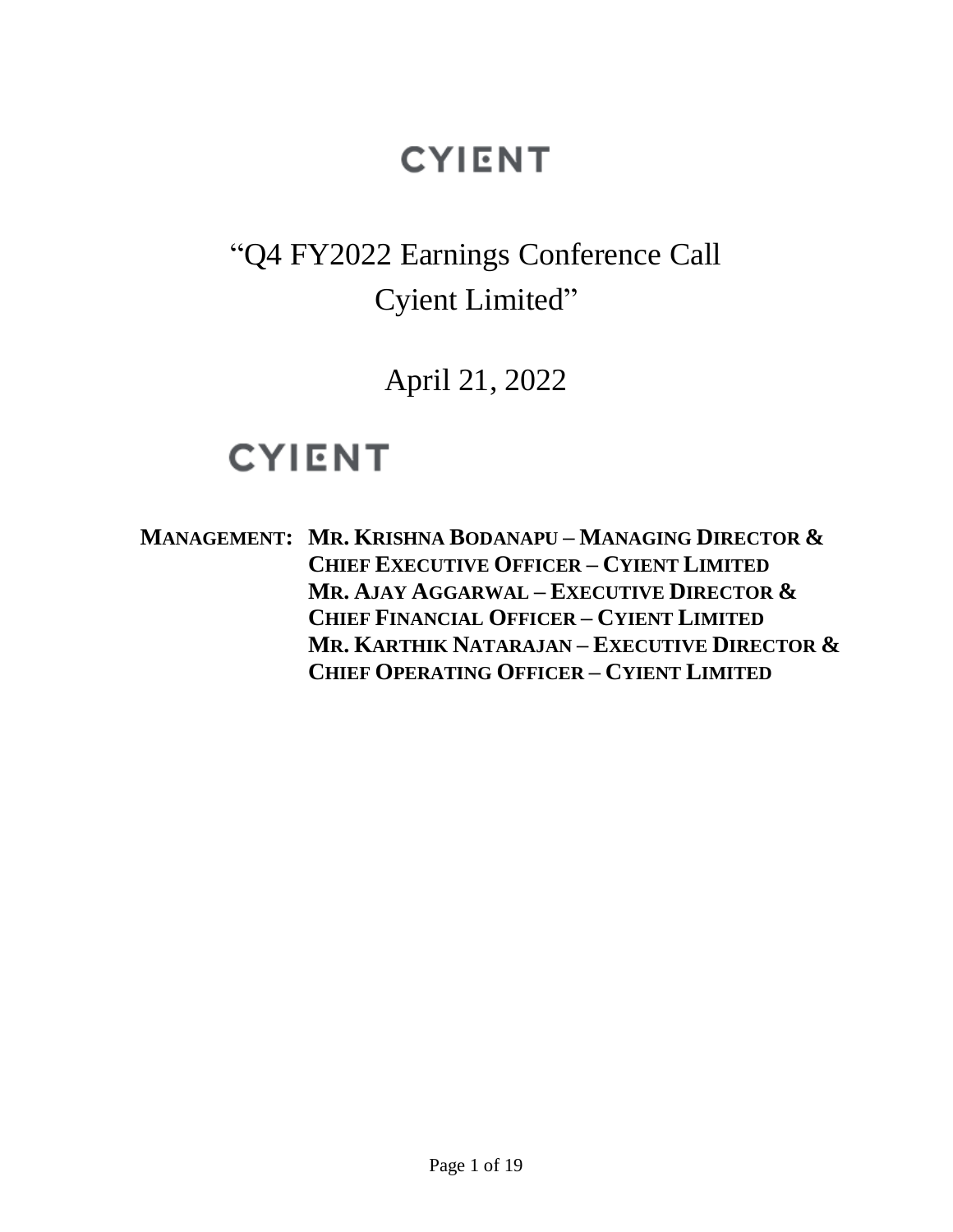# CYIENT

# "Q4 FY2022 Earnings Conference Call Cyient Limited"

April 21, 2022

CYIENT

**MANAGEMENT: MR. KRISHNA BODANAPU – MANAGING DIRECTOR & CHIEF EXECUTIVE OFFICER – CYIENT LIMITED**
**MR. AJAY AGGARWAL – EXECUTIVE DIRECTOR & CHIEF FINANCIAL OFFICER – CYIENT LIMITED**
**MR. KARTHIK NATARAJAN – EXECUTIVE DIRECTOR & CHIEF OPERATING OFFICER – CYIENT LIMITED**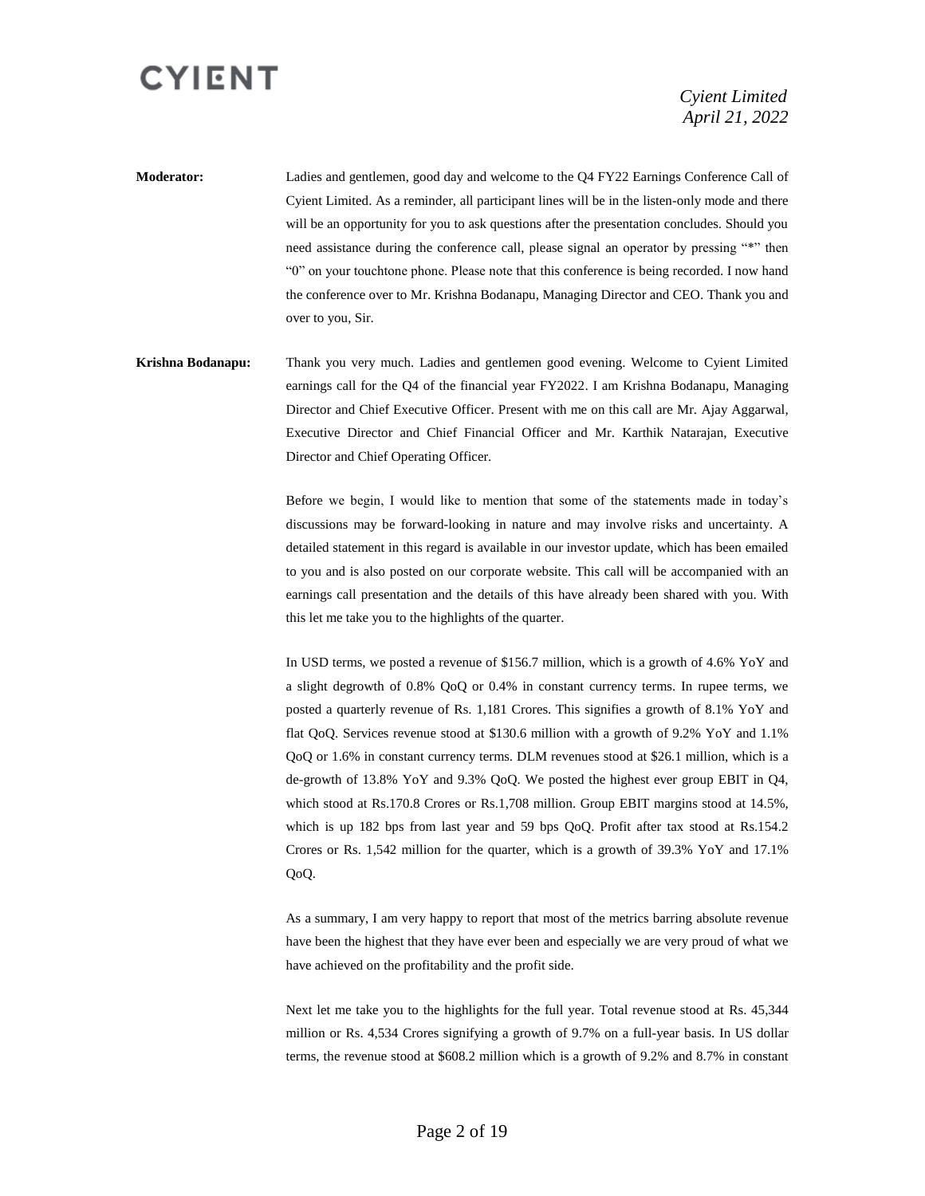**Moderator:** Ladies and gentlemen, good day and welcome to the Q4 FY22 Earnings Conference Call of Cyient Limited. As a reminder, all participant lines will be in the listen-only mode and there will be an opportunity for you to ask questions after the presentation concludes. Should you need assistance during the conference call, please signal an operator by pressing "*" then "0" on your touchtone phone. Please note that this conference is being recorded. I now hand the conference over to Mr. Krishna Bodanapu, Managing Director and CEO. Thank you and over to you, Sir.

**Krishna Bodanapu:** Thank you very much. Ladies and gentlemen good evening. Welcome to Cyient Limited earnings call for the Q4 of the financial year FY2022. I am Krishna Bodanapu, Managing Director and Chief Executive Officer. Present with me on this call are Mr. Ajay Aggarwal, Executive Director and Chief Financial Officer and Mr. Karthik Natarajan, Executive Director and Chief Operating Officer.

Before we begin, I would like to mention that some of the statements made in today's discussions may be forward-looking in nature and may involve risks and uncertainty. A detailed statement in this regard is available in our investor update, which has been emailed to you and is also posted on our corporate website. This call will be accompanied with an earnings call presentation and the details of this have already been shared with you. With this let me take you to the highlights of the quarter.

In USD terms, we posted a revenue of $156.7 million, which is a growth of 4.6% YoY and a slight degrowth of 0.8% QoQ or 0.4% in constant currency terms. In rupee terms, we posted a quarterly revenue of Rs. 1,181 Crores. This signifies a growth of 8.1% YoY and flat QoQ. Services revenue stood at $130.6 million with a growth of 9.2% YoY and 1.1% QoQ or 1.6% in constant currency terms. DLM revenues stood at $26.1 million, which is a de-growth of 13.8% YoY and 9.3% QoQ. We posted the highest ever group EBIT in Q4, which stood at Rs.170.8 Crores or Rs.1,708 million. Group EBIT margins stood at 14.5%, which is up 182 bps from last year and 59 bps QoQ. Profit after tax stood at Rs.154.2 Crores or Rs. 1,542 million for the quarter, which is a growth of 39.3% YoY and 17.1% QoQ.

As a summary, I am very happy to report that most of the metrics barring absolute revenue have been the highest that they have ever been and especially we are very proud of what we have achieved on the profitability and the profit side.

Next let me take you to the highlights for the full year. Total revenue stood at Rs. 45,344 million or Rs. 4,534 Crores signifying a growth of 9.7% on a full-year basis. In US dollar terms, the revenue stood at $608.2 million which is a growth of 9.2% and 8.7% in constant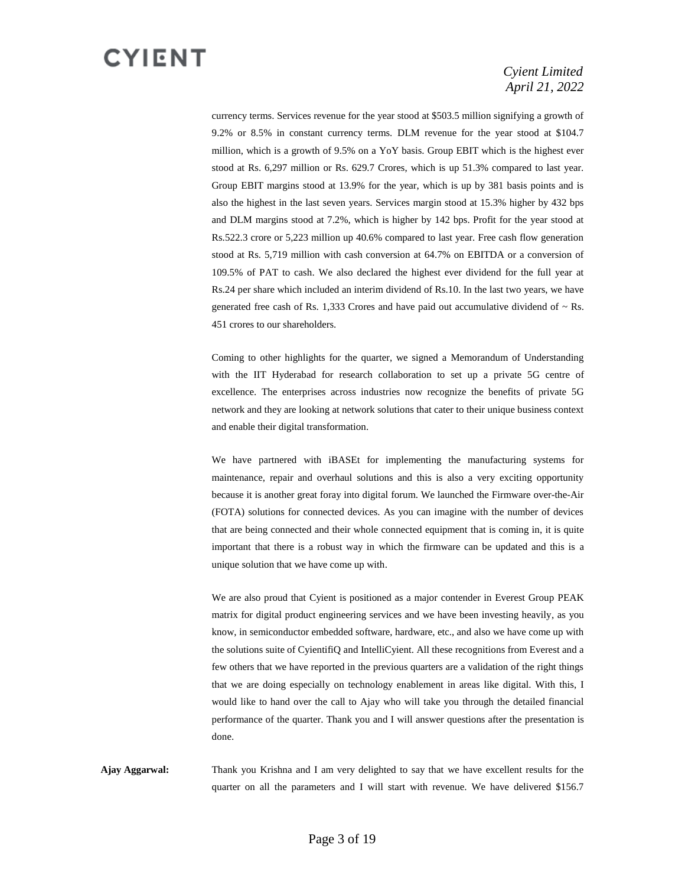currency terms. Services revenue for the year stood at $503.5 million signifying a growth of 9.2% or 8.5% in constant currency terms. DLM revenue for the year stood at $104.7 million, which is a growth of 9.5% on a YoY basis. Group EBIT which is the highest ever stood at Rs. 6,297 million or Rs. 629.7 Crores, which is up 51.3% compared to last year. Group EBIT margins stood at 13.9% for the year, which is up by 381 basis points and is also the highest in the last seven years. Services margin stood at 15.3% higher by 432 bps and DLM margins stood at 7.2%, which is higher by 142 bps. Profit for the year stood at Rs.522.3 crore or 5,223 million up 40.6% compared to last year. Free cash flow generation stood at Rs. 5,719 million with cash conversion at 64.7% on EBITDA or a conversion of 109.5% of PAT to cash. We also declared the highest ever dividend for the full year at Rs.24 per share which included an interim dividend of Rs.10. In the last two years, we have generated free cash of Rs. 1,333 Crores and have paid out accumulative dividend of ~ Rs. 451 crores to our shareholders.

Coming to other highlights for the quarter, we signed a Memorandum of Understanding with the IIT Hyderabad for research collaboration to set up a private 5G centre of excellence. The enterprises across industries now recognize the benefits of private 5G network and they are looking at network solutions that cater to their unique business context and enable their digital transformation.

We have partnered with iBASEt for implementing the manufacturing systems for maintenance, repair and overhaul solutions and this is also a very exciting opportunity because it is another great foray into digital forum. We launched the Firmware over-the-Air (FOTA) solutions for connected devices. As you can imagine with the number of devices that are being connected and their whole connected equipment that is coming in, it is quite important that there is a robust way in which the firmware can be updated and this is a unique solution that we have come up with.

We are also proud that Cyient is positioned as a major contender in Everest Group PEAK matrix for digital product engineering services and we have been investing heavily, as you know, in semiconductor embedded software, hardware, etc., and also we have come up with the solutions suite of CyientifiQ and IntelliCyient. All these recognitions from Everest and a few others that we have reported in the previous quarters are a validation of the right things that we are doing especially on technology enablement in areas like digital. With this, I would like to hand over the call to Ajay who will take you through the detailed financial performance of the quarter. Thank you and I will answer questions after the presentation is done.

**Ajay Aggarwal:** Thank you Krishna and I am very delighted to say that we have excellent results for the quarter on all the parameters and I will start with revenue. We have delivered $156.7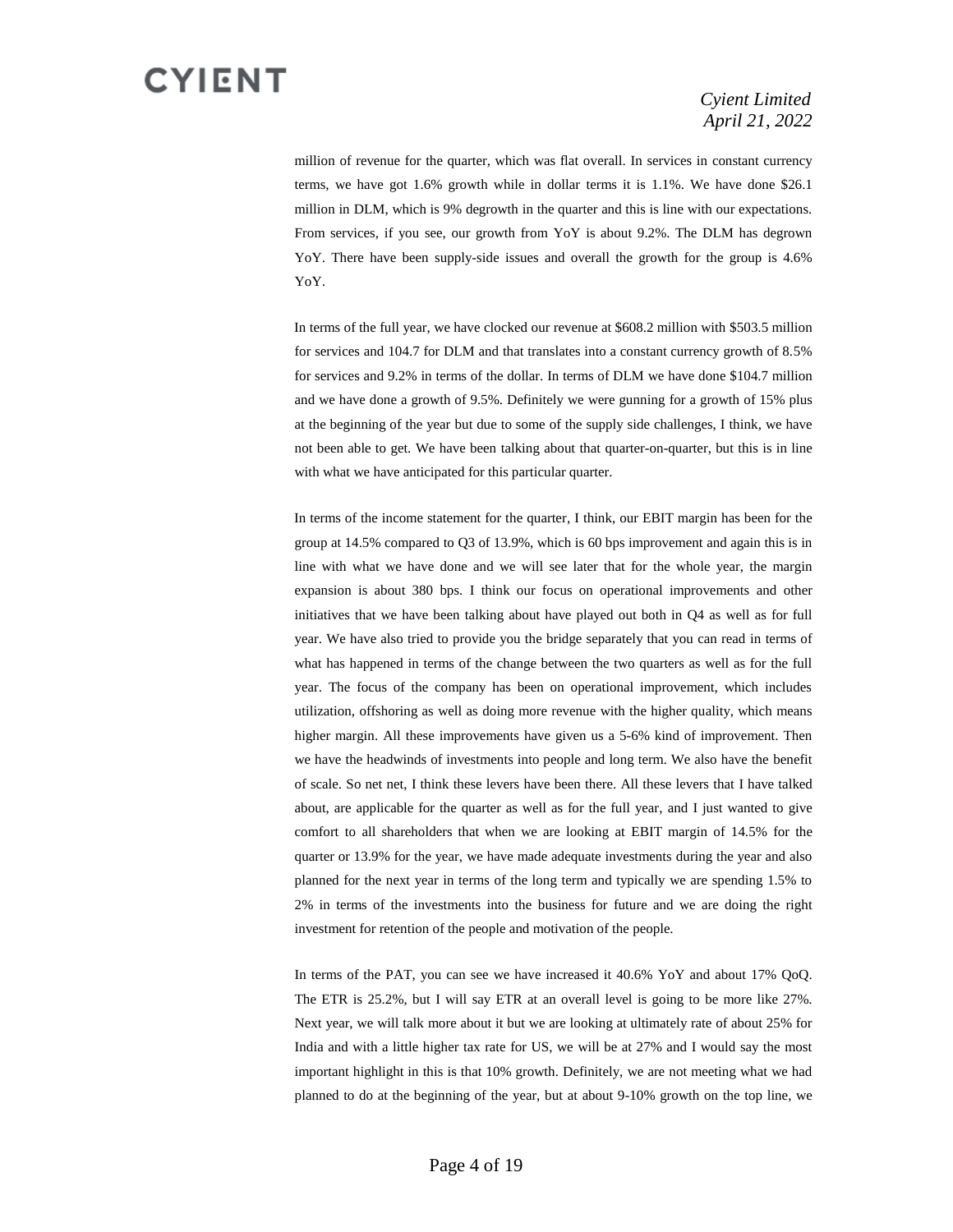million of revenue for the quarter, which was flat overall. In services in constant currency terms, we have got 1.6% growth while in dollar terms it is 1.1%. We have done $26.1 million in DLM, which is 9% degrowth in the quarter and this is line with our expectations. From services, if you see, our growth from YoY is about 9.2%. The DLM has degrown YoY. There have been supply-side issues and overall the growth for the group is 4.6% YoY.

In terms of the full year, we have clocked our revenue at $608.2 million with $503.5 million for services and 104.7 for DLM and that translates into a constant currency growth of 8.5% for services and 9.2% in terms of the dollar. In terms of DLM we have done $104.7 million and we have done a growth of 9.5%. Definitely we were gunning for a growth of 15% plus at the beginning of the year but due to some of the supply side challenges, I think, we have not been able to get. We have been talking about that quarter-on-quarter, but this is in line with what we have anticipated for this particular quarter.

In terms of the income statement for the quarter, I think, our EBIT margin has been for the group at 14.5% compared to Q3 of 13.9%, which is 60 bps improvement and again this is in line with what we have done and we will see later that for the whole year, the margin expansion is about 380 bps. I think our focus on operational improvements and other initiatives that we have been talking about have played out both in Q4 as well as for full year. We have also tried to provide you the bridge separately that you can read in terms of what has happened in terms of the change between the two quarters as well as for the full year. The focus of the company has been on operational improvement, which includes utilization, offshoring as well as doing more revenue with the higher quality, which means higher margin. All these improvements have given us a 5-6% kind of improvement. Then we have the headwinds of investments into people and long term. We also have the benefit of scale. So net net, I think these levers have been there. All these levers that I have talked about, are applicable for the quarter as well as for the full year, and I just wanted to give comfort to all shareholders that when we are looking at EBIT margin of 14.5% for the quarter or 13.9% for the year, we have made adequate investments during the year and also planned for the next year in terms of the long term and typically we are spending 1.5% to 2% in terms of the investments into the business for future and we are doing the right investment for retention of the people and motivation of the people.

In terms of the PAT, you can see we have increased it 40.6% YoY and about 17% QoQ. The ETR is 25.2%, but I will say ETR at an overall level is going to be more like 27%. Next year, we will talk more about it but we are looking at ultimately rate of about 25% for India and with a little higher tax rate for US, we will be at 27% and I would say the most important highlight in this is that 10% growth. Definitely, we are not meeting what we had planned to do at the beginning of the year, but at about 9-10% growth on the top line, we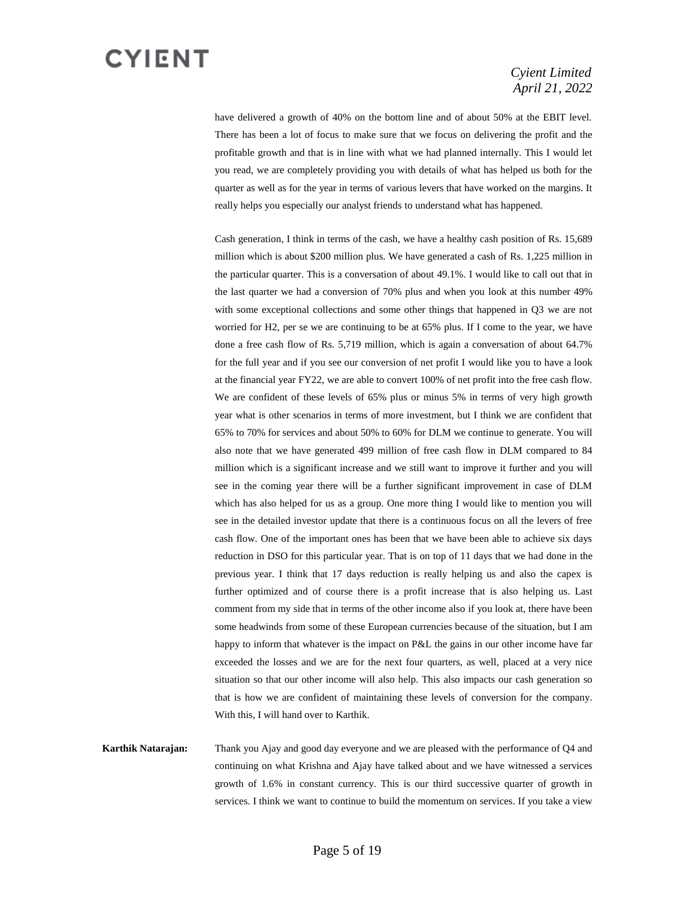have delivered a growth of 40% on the bottom line and of about 50% at the EBIT level. There has been a lot of focus to make sure that we focus on delivering the profit and the profitable growth and that is in line with what we had planned internally. This I would let you read, we are completely providing you with details of what has helped us both for the quarter as well as for the year in terms of various levers that have worked on the margins. It really helps you especially our analyst friends to understand what has happened.

Cash generation, I think in terms of the cash, we have a healthy cash position of Rs. 15,689 million which is about $200 million plus. We have generated a cash of Rs. 1,225 million in the particular quarter. This is a conversation of about 49.1%. I would like to call out that in the last quarter we had a conversion of 70% plus and when you look at this number 49% with some exceptional collections and some other things that happened in Q3 we are not worried for H2, per se we are continuing to be at 65% plus. If I come to the year, we have done a free cash flow of Rs. 5,719 million, which is again a conversation of about 64.7% for the full year and if you see our conversion of net profit I would like you to have a look at the financial year FY22, we are able to convert 100% of net profit into the free cash flow. We are confident of these levels of 65% plus or minus 5% in terms of very high growth year what is other scenarios in terms of more investment, but I think we are confident that 65% to 70% for services and about 50% to 60% for DLM we continue to generate. You will also note that we have generated 499 million of free cash flow in DLM compared to 84 million which is a significant increase and we still want to improve it further and you will see in the coming year there will be a further significant improvement in case of DLM which has also helped for us as a group. One more thing I would like to mention you will see in the detailed investor update that there is a continuous focus on all the levers of free cash flow. One of the important ones has been that we have been able to achieve six days reduction in DSO for this particular year. That is on top of 11 days that we had done in the previous year. I think that 17 days reduction is really helping us and also the capex is further optimized and of course there is a profit increase that is also helping us. Last comment from my side that in terms of the other income also if you look at, there have been some headwinds from some of these European currencies because of the situation, but I am happy to inform that whatever is the impact on P&L the gains in our other income have far exceeded the losses and we are for the next four quarters, as well, placed at a very nice situation so that our other income will also help. This also impacts our cash generation so that is how we are confident of maintaining these levels of conversion for the company. With this, I will hand over to Karthik.

**Karthik Natarajan:** Thank you Ajay and good day everyone and we are pleased with the performance of Q4 and continuing on what Krishna and Ajay have talked about and we have witnessed a services growth of 1.6% in constant currency. This is our third successive quarter of growth in services. I think we want to continue to build the momentum on services. If you take a view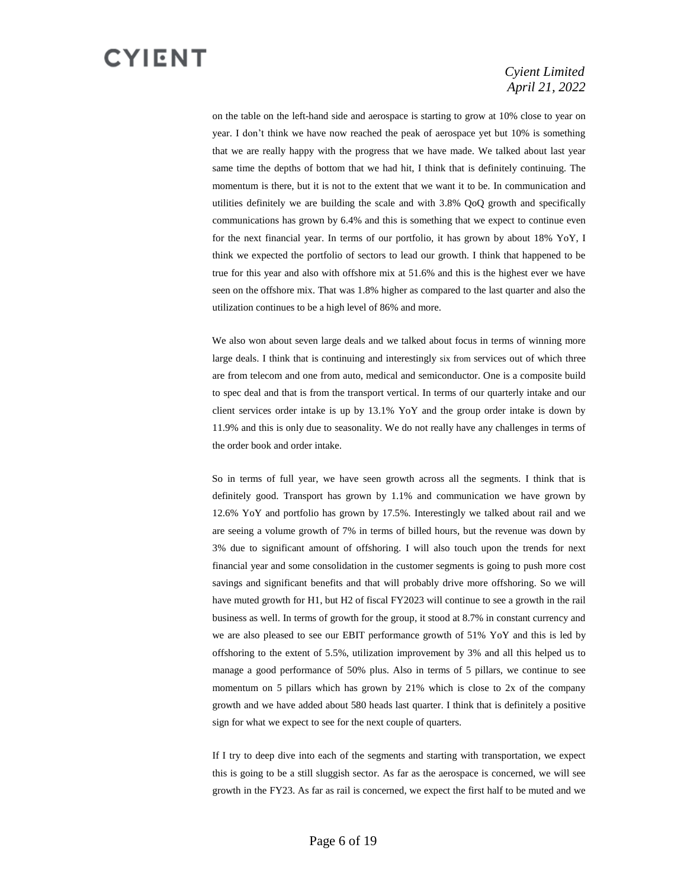on the table on the left-hand side and aerospace is starting to grow at 10% close to year on year. I don't think we have now reached the peak of aerospace yet but 10% is something that we are really happy with the progress that we have made. We talked about last year same time the depths of bottom that we had hit, I think that is definitely continuing. The momentum is there, but it is not to the extent that we want it to be. In communication and utilities definitely we are building the scale and with 3.8% QoQ growth and specifically communications has grown by 6.4% and this is something that we expect to continue even for the next financial year. In terms of our portfolio, it has grown by about 18% YoY, I think we expected the portfolio of sectors to lead our growth. I think that happened to be true for this year and also with offshore mix at 51.6% and this is the highest ever we have seen on the offshore mix. That was 1.8% higher as compared to the last quarter and also the utilization continues to be a high level of 86% and more.

We also won about seven large deals and we talked about focus in terms of winning more large deals. I think that is continuing and interestingly six from services out of which three are from telecom and one from auto, medical and semiconductor. One is a composite build to spec deal and that is from the transport vertical. In terms of our quarterly intake and our client services order intake is up by 13.1% YoY and the group order intake is down by 11.9% and this is only due to seasonality. We do not really have any challenges in terms of the order book and order intake.

So in terms of full year, we have seen growth across all the segments. I think that is definitely good. Transport has grown by 1.1% and communication we have grown by 12.6% YoY and portfolio has grown by 17.5%. Interestingly we talked about rail and we are seeing a volume growth of 7% in terms of billed hours, but the revenue was down by 3% due to significant amount of offshoring. I will also touch upon the trends for next financial year and some consolidation in the customer segments is going to push more cost savings and significant benefits and that will probably drive more offshoring. So we will have muted growth for H1, but H2 of fiscal FY2023 will continue to see a growth in the rail business as well. In terms of growth for the group, it stood at 8.7% in constant currency and we are also pleased to see our EBIT performance growth of 51% YoY and this is led by offshoring to the extent of 5.5%, utilization improvement by 3% and all this helped us to manage a good performance of 50% plus. Also in terms of 5 pillars, we continue to see momentum on 5 pillars which has grown by 21% which is close to 2x of the company growth and we have added about 580 heads last quarter. I think that is definitely a positive sign for what we expect to see for the next couple of quarters.

If I try to deep dive into each of the segments and starting with transportation, we expect this is going to be a still sluggish sector. As far as the aerospace is concerned, we will see growth in the FY23. As far as rail is concerned, we expect the first half to be muted and we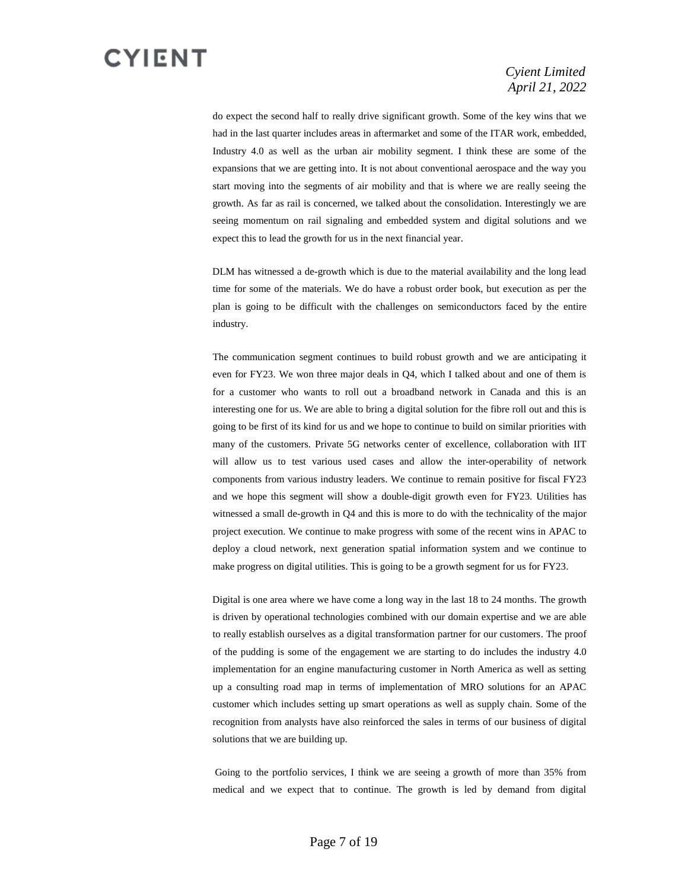do expect the second half to really drive significant growth. Some of the key wins that we had in the last quarter includes areas in aftermarket and some of the ITAR work, embedded, Industry 4.0 as well as the urban air mobility segment. I think these are some of the expansions that we are getting into. It is not about conventional aerospace and the way you start moving into the segments of air mobility and that is where we are really seeing the growth. As far as rail is concerned, we talked about the consolidation. Interestingly we are seeing momentum on rail signaling and embedded system and digital solutions and we expect this to lead the growth for us in the next financial year.

DLM has witnessed a de-growth which is due to the material availability and the long lead time for some of the materials. We do have a robust order book, but execution as per the plan is going to be difficult with the challenges on semiconductors faced by the entire industry.

The communication segment continues to build robust growth and we are anticipating it even for FY23. We won three major deals in Q4, which I talked about and one of them is for a customer who wants to roll out a broadband network in Canada and this is an interesting one for us. We are able to bring a digital solution for the fibre roll out and this is going to be first of its kind for us and we hope to continue to build on similar priorities with many of the customers. Private 5G networks center of excellence, collaboration with IIT will allow us to test various used cases and allow the inter-operability of network components from various industry leaders. We continue to remain positive for fiscal FY23 and we hope this segment will show a double-digit growth even for FY23. Utilities has witnessed a small de-growth in Q4 and this is more to do with the technicality of the major project execution. We continue to make progress with some of the recent wins in APAC to deploy a cloud network, next generation spatial information system and we continue to make progress on digital utilities. This is going to be a growth segment for us for FY23.

Digital is one area where we have come a long way in the last 18 to 24 months. The growth is driven by operational technologies combined with our domain expertise and we are able to really establish ourselves as a digital transformation partner for our customers. The proof of the pudding is some of the engagement we are starting to do includes the industry 4.0 implementation for an engine manufacturing customer in North America as well as setting up a consulting road map in terms of implementation of MRO solutions for an APAC customer which includes setting up smart operations as well as supply chain. Some of the recognition from analysts have also reinforced the sales in terms of our business of digital solutions that we are building up.

Going to the portfolio services, I think we are seeing a growth of more than 35% from medical and we expect that to continue. The growth is led by demand from digital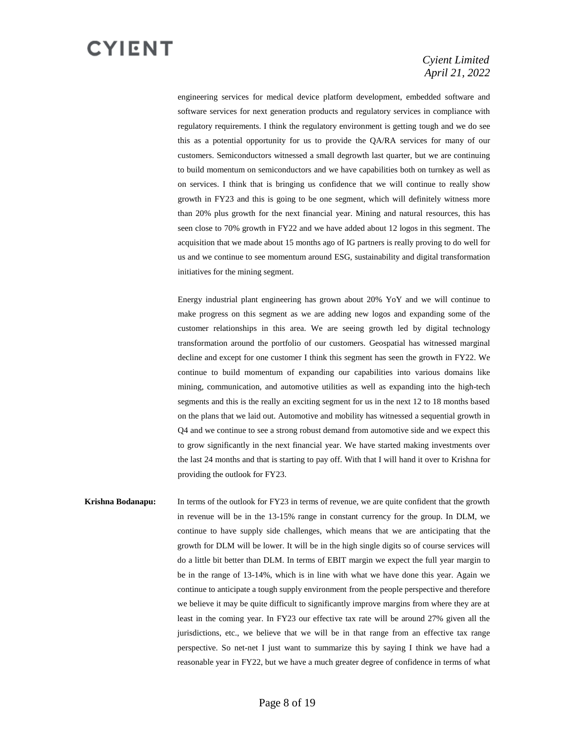engineering services for medical device platform development, embedded software and software services for next generation products and regulatory services in compliance with regulatory requirements. I think the regulatory environment is getting tough and we do see this as a potential opportunity for us to provide the QA/RA services for many of our customers. Semiconductors witnessed a small degrowth last quarter, but we are continuing to build momentum on semiconductors and we have capabilities both on turnkey as well as on services. I think that is bringing us confidence that we will continue to really show growth in FY23 and this is going to be one segment, which will definitely witness more than 20% plus growth for the next financial year. Mining and natural resources, this has seen close to 70% growth in FY22 and we have added about 12 logos in this segment. The acquisition that we made about 15 months ago of IG partners is really proving to do well for us and we continue to see momentum around ESG, sustainability and digital transformation initiatives for the mining segment.

Energy industrial plant engineering has grown about 20% YoY and we will continue to make progress on this segment as we are adding new logos and expanding some of the customer relationships in this area. We are seeing growth led by digital technology transformation around the portfolio of our customers. Geospatial has witnessed marginal decline and except for one customer I think this segment has seen the growth in FY22. We continue to build momentum of expanding our capabilities into various domains like mining, communication, and automotive utilities as well as expanding into the high-tech segments and this is the really an exciting segment for us in the next 12 to 18 months based on the plans that we laid out. Automotive and mobility has witnessed a sequential growth in Q4 and we continue to see a strong robust demand from automotive side and we expect this to grow significantly in the next financial year. We have started making investments over the last 24 months and that is starting to pay off. With that I will hand it over to Krishna for providing the outlook for FY23.

**Krishna Bodanapu:** In terms of the outlook for FY23 in terms of revenue, we are quite confident that the growth in revenue will be in the 13-15% range in constant currency for the group. In DLM, we continue to have supply side challenges, which means that we are anticipating that the growth for DLM will be lower. It will be in the high single digits so of course services will do a little bit better than DLM. In terms of EBIT margin we expect the full year margin to be in the range of 13-14%, which is in line with what we have done this year. Again we continue to anticipate a tough supply environment from the people perspective and therefore we believe it may be quite difficult to significantly improve margins from where they are at least in the coming year. In FY23 our effective tax rate will be around 27% given all the jurisdictions, etc., we believe that we will be in that range from an effective tax range perspective. So net-net I just want to summarize this by saying I think we have had a reasonable year in FY22, but we have a much greater degree of confidence in terms of what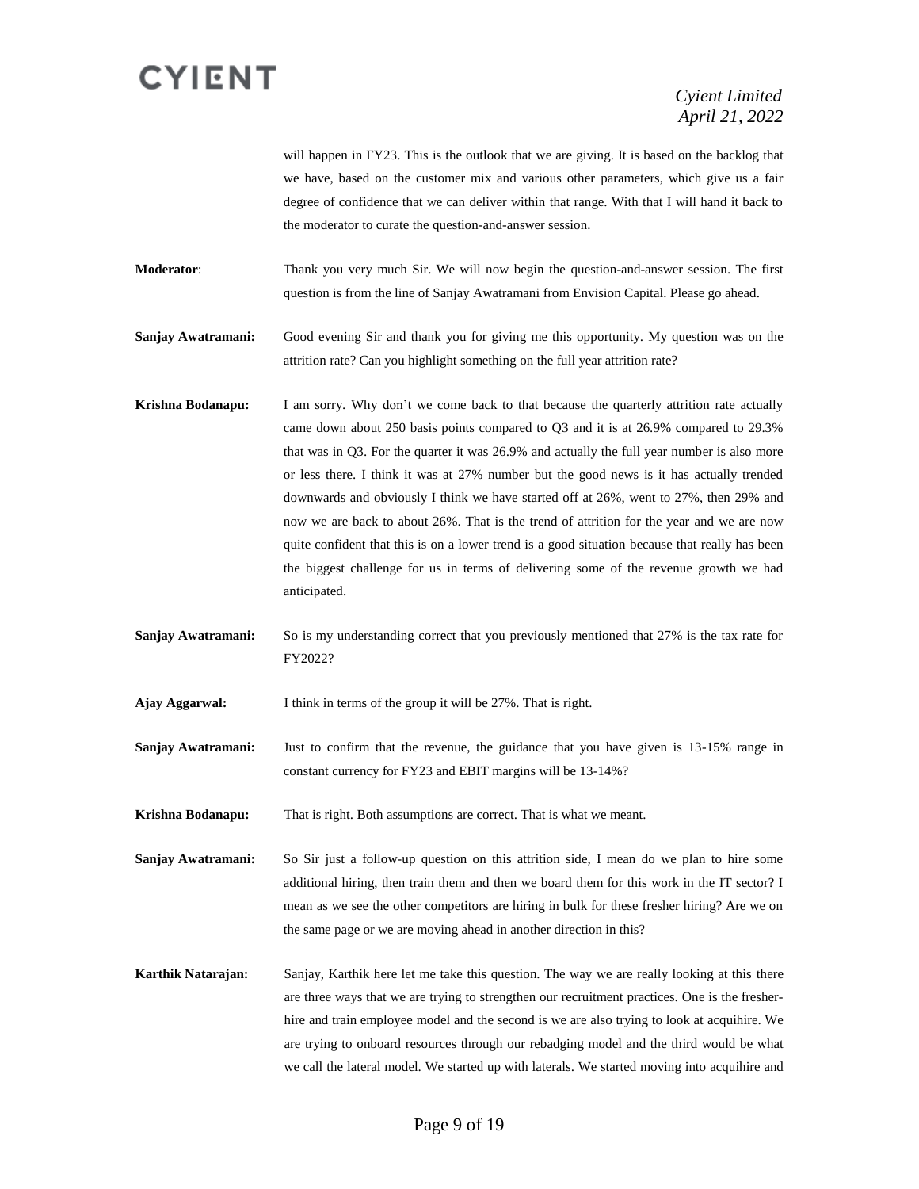will happen in FY23. This is the outlook that we are giving. It is based on the backlog that we have, based on the customer mix and various other parameters, which give us a fair degree of confidence that we can deliver within that range. With that I will hand it back to the moderator to curate the question-and-answer session.

**Moderator**: Thank you very much Sir. We will now begin the question-and-answer session. The first question is from the line of Sanjay Awatramani from Envision Capital. Please go ahead.

**Sanjay Awatramani:** Good evening Sir and thank you for giving me this opportunity. My question was on the attrition rate? Can you highlight something on the full year attrition rate?

**Krishna Bodanapu:** I am sorry. Why don't we come back to that because the quarterly attrition rate actually came down about 250 basis points compared to Q3 and it is at 26.9% compared to 29.3% that was in Q3. For the quarter it was 26.9% and actually the full year number is also more or less there. I think it was at 27% number but the good news is it has actually trended downwards and obviously I think we have started off at 26%, went to 27%, then 29% and now we are back to about 26%. That is the trend of attrition for the year and we are now quite confident that this is on a lower trend is a good situation because that really has been the biggest challenge for us in terms of delivering some of the revenue growth we had anticipated.

**Sanjay Awatramani:** So is my understanding correct that you previously mentioned that 27% is the tax rate for FY2022?

**Ajay Aggarwal:** I think in terms of the group it will be 27%. That is right.

**Sanjay Awatramani:** Just to confirm that the revenue, the guidance that you have given is 13-15% range in constant currency for FY23 and EBIT margins will be 13-14%?

**Krishna Bodanapu:** That is right. Both assumptions are correct. That is what we meant.

**Sanjay Awatramani:** So Sir just a follow-up question on this attrition side, I mean do we plan to hire some additional hiring, then train them and then we board them for this work in the IT sector? I mean as we see the other competitors are hiring in bulk for these fresher hiring? Are we on the same page or we are moving ahead in another direction in this?

**Karthik Natarajan:** Sanjay, Karthik here let me take this question. The way we are really looking at this there are three ways that we are trying to strengthen our recruitment practices. One is the fresher-hire and train employee model and the second is we are also trying to look at acquihire. We are trying to onboard resources through our rebadging model and the third would be what we call the lateral model. We started up with laterals. We started moving into acquihire and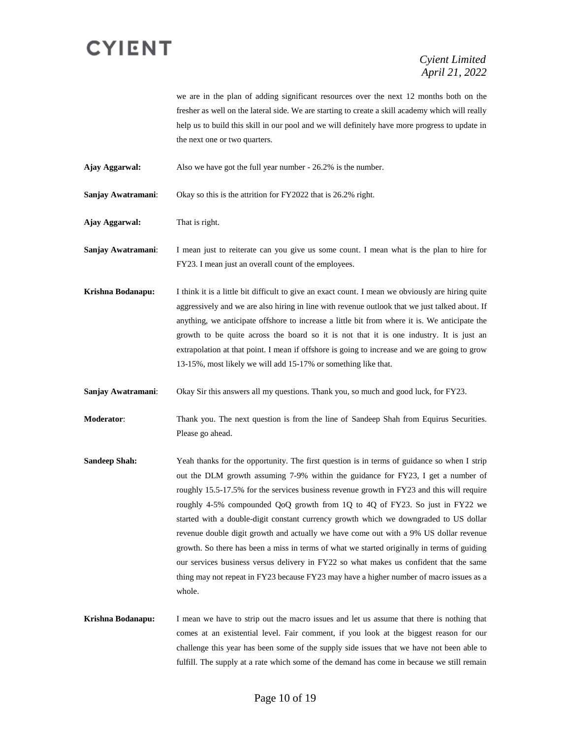we are in the plan of adding significant resources over the next 12 months both on the fresher as well on the lateral side. We are starting to create a skill academy which will really help us to build this skill in our pool and we will definitely have more progress to update in the next one or two quarters.

**Ajay Aggarwal:** Also we have got the full year number - 26.2% is the number.

**Sanjay Awatramani**: Okay so this is the attrition for FY2022 that is 26.2% right.

**Ajay Aggarwal:** That is right.

**Sanjay Awatramani**: I mean just to reiterate can you give us some count. I mean what is the plan to hire for FY23. I mean just an overall count of the employees.

**Krishna Bodanapu:** I think it is a little bit difficult to give an exact count. I mean we obviously are hiring quite aggressively and we are also hiring in line with revenue outlook that we just talked about. If anything, we anticipate offshore to increase a little bit from where it is. We anticipate the growth to be quite across the board so it is not that it is one industry. It is just an extrapolation at that point. I mean if offshore is going to increase and we are going to grow 13-15%, most likely we will add 15-17% or something like that.

**Sanjay Awatramani**: Okay Sir this answers all my questions. Thank you, so much and good luck, for FY23.

**Moderator**: Thank you. The next question is from the line of Sandeep Shah from Equirus Securities. Please go ahead.

**Sandeep Shah:** Yeah thanks for the opportunity. The first question is in terms of guidance so when I strip out the DLM growth assuming 7-9% within the guidance for FY23, I get a number of roughly 15.5-17.5% for the services business revenue growth in FY23 and this will require roughly 4-5% compounded QoQ growth from 1Q to 4Q of FY23. So just in FY22 we started with a double-digit constant currency growth which we downgraded to US dollar revenue double digit growth and actually we have come out with a 9% US dollar revenue growth. So there has been a miss in terms of what we started originally in terms of guiding our services business versus delivery in FY22 so what makes us confident that the same thing may not repeat in FY23 because FY23 may have a higher number of macro issues as a whole.

**Krishna Bodanapu:** I mean we have to strip out the macro issues and let us assume that there is nothing that comes at an existential level. Fair comment, if you look at the biggest reason for our challenge this year has been some of the supply side issues that we have not been able to fulfill. The supply at a rate which some of the demand has come in because we still remain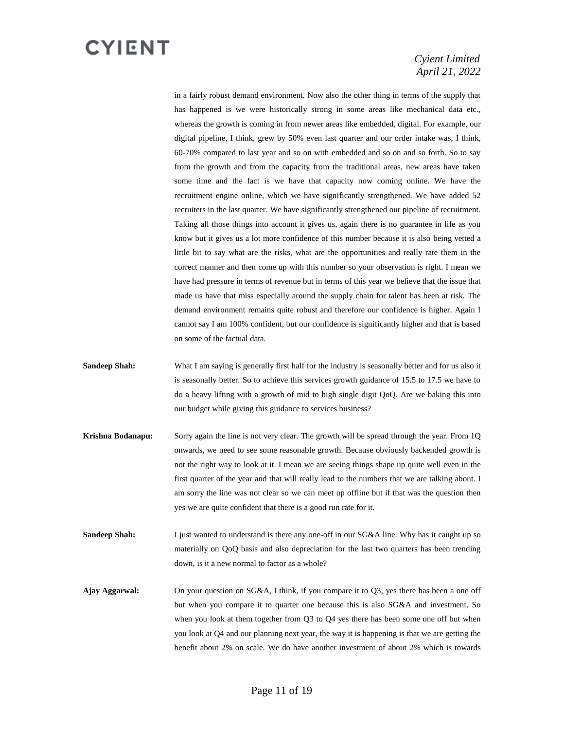in a fairly robust demand environment. Now also the other thing in terms of the supply that has happened is we were historically strong in some areas like mechanical data etc., whereas the growth is coming in from newer areas like embedded, digital. For example, our digital pipeline, I think, grew by 50% even last quarter and our order intake was, I think, 60-70% compared to last year and so on with embedded and so on and so forth. So to say from the growth and from the capacity from the traditional areas, new areas have taken some time and the fact is we have that capacity now coming online. We have the recruitment engine online, which we have significantly strengthened. We have added 52 recruiters in the last quarter. We have significantly strengthened our pipeline of recruitment. Taking all those things into account it gives us, again there is no guarantee in life as you know but it gives us a lot more confidence of this number because it is also being vetted a little bit to say what are the risks, what are the opportunities and really rate them in the correct manner and then come up with this number so your observation is right. I mean we have had pressure in terms of revenue but in terms of this year we believe that the issue that made us have that miss especially around the supply chain for talent has been at risk. The demand environment remains quite robust and therefore our confidence is higher. Again I cannot say I am 100% confident, but our confidence is significantly higher and that is based on some of the factual data.

**Sandeep Shah:** What I am saying is generally first half for the industry is seasonally better and for us also it is seasonally better. So to achieve this services growth guidance of 15.5 to 17.5 we have to do a heavy lifting with a growth of mid to high single digit QoQ. Are we baking this into our budget while giving this guidance to services business?

**Krishna Bodanapu:** Sorry again the line is not very clear. The growth will be spread through the year. From 1Q onwards, we need to see some reasonable growth. Because obviously backended growth is not the right way to look at it. I mean we are seeing things shape up quite well even in the first quarter of the year and that will really lead to the numbers that we are talking about. I am sorry the line was not clear so we can meet up offline but if that was the question then yes we are quite confident that there is a good run rate for it.

**Sandeep Shah:** I just wanted to understand is there any one-off in our SG&A line. Why has it caught up so materially on QoQ basis and also depreciation for the last two quarters has been trending down, is it a new normal to factor as a whole?

**Ajay Aggarwal:** On your question on SG&A, I think, if you compare it to Q3, yes there has been a one off but when you compare it to quarter one because this is also SG&A and investment. So when you look at them together from Q3 to Q4 yes there has been some one off but when you look at Q4 and our planning next year, the way it is happening is that we are getting the benefit about 2% on scale. We do have another investment of about 2% which is towards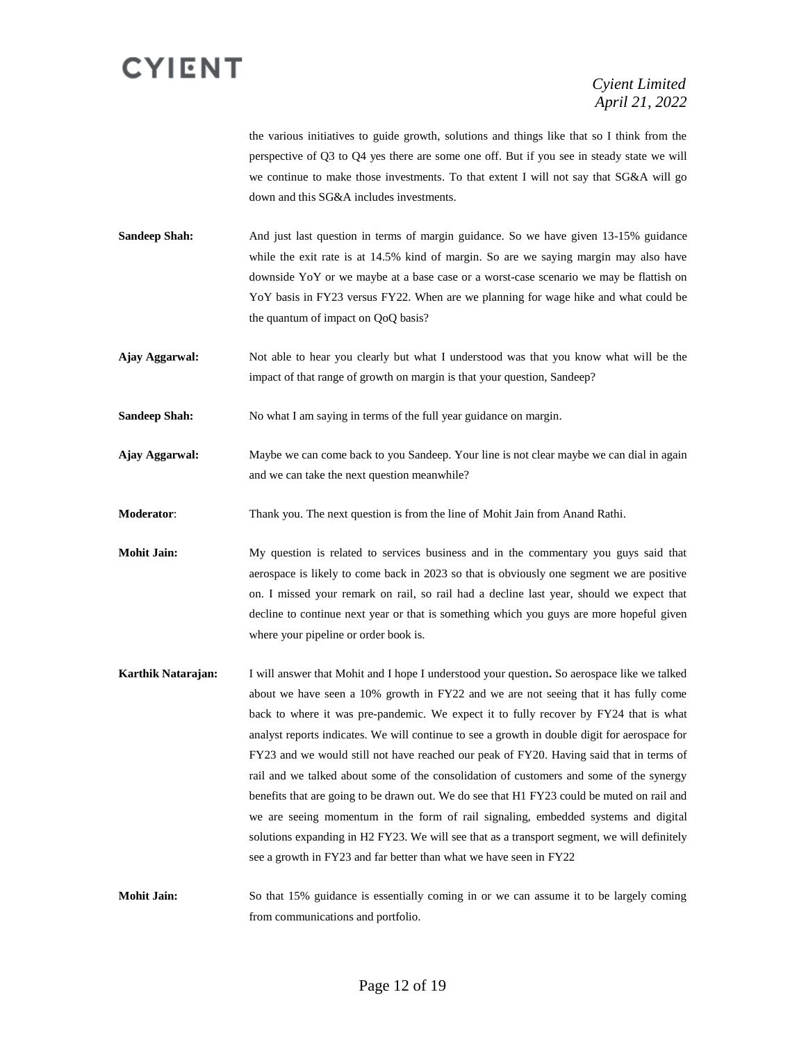the various initiatives to guide growth, solutions and things like that so I think from the perspective of Q3 to Q4 yes there are some one off. But if you see in steady state we will we continue to make those investments. To that extent I will not say that SG&A will go down and this SG&A includes investments.

**Sandeep Shah:** And just last question in terms of margin guidance. So we have given 13-15% guidance while the exit rate is at 14.5% kind of margin. So are we saying margin may also have downside YoY or we maybe at a base case or a worst-case scenario we may be flattish on YoY basis in FY23 versus FY22. When are we planning for wage hike and what could be the quantum of impact on QoQ basis?

**Ajay Aggarwal:** Not able to hear you clearly but what I understood was that you know what will be the impact of that range of growth on margin is that your question, Sandeep?

**Sandeep Shah:** No what I am saying in terms of the full year guidance on margin.

**Ajay Aggarwal:** Maybe we can come back to you Sandeep. Your line is not clear maybe we can dial in again and we can take the next question meanwhile?

**Moderator**: Thank you. The next question is from the line of Mohit Jain from Anand Rathi.

**Mohit Jain:** My question is related to services business and in the commentary you guys said that aerospace is likely to come back in 2023 so that is obviously one segment we are positive on. I missed your remark on rail, so rail had a decline last year, should we expect that decline to continue next year or that is something which you guys are more hopeful given where your pipeline or order book is.

**Karthik Natarajan:** I will answer that Mohit and I hope I understood your question**.** So aerospace like we talked about we have seen a 10% growth in FY22 and we are not seeing that it has fully come back to where it was pre-pandemic. We expect it to fully recover by FY24 that is what analyst reports indicates. We will continue to see a growth in double digit for aerospace for FY23 and we would still not have reached our peak of FY20. Having said that in terms of rail and we talked about some of the consolidation of customers and some of the synergy benefits that are going to be drawn out. We do see that H1 FY23 could be muted on rail and we are seeing momentum in the form of rail signaling, embedded systems and digital solutions expanding in H2 FY23. We will see that as a transport segment, we will definitely see a growth in FY23 and far better than what we have seen in FY22

**Mohit Jain:** So that 15% guidance is essentially coming in or we can assume it to be largely coming from communications and portfolio.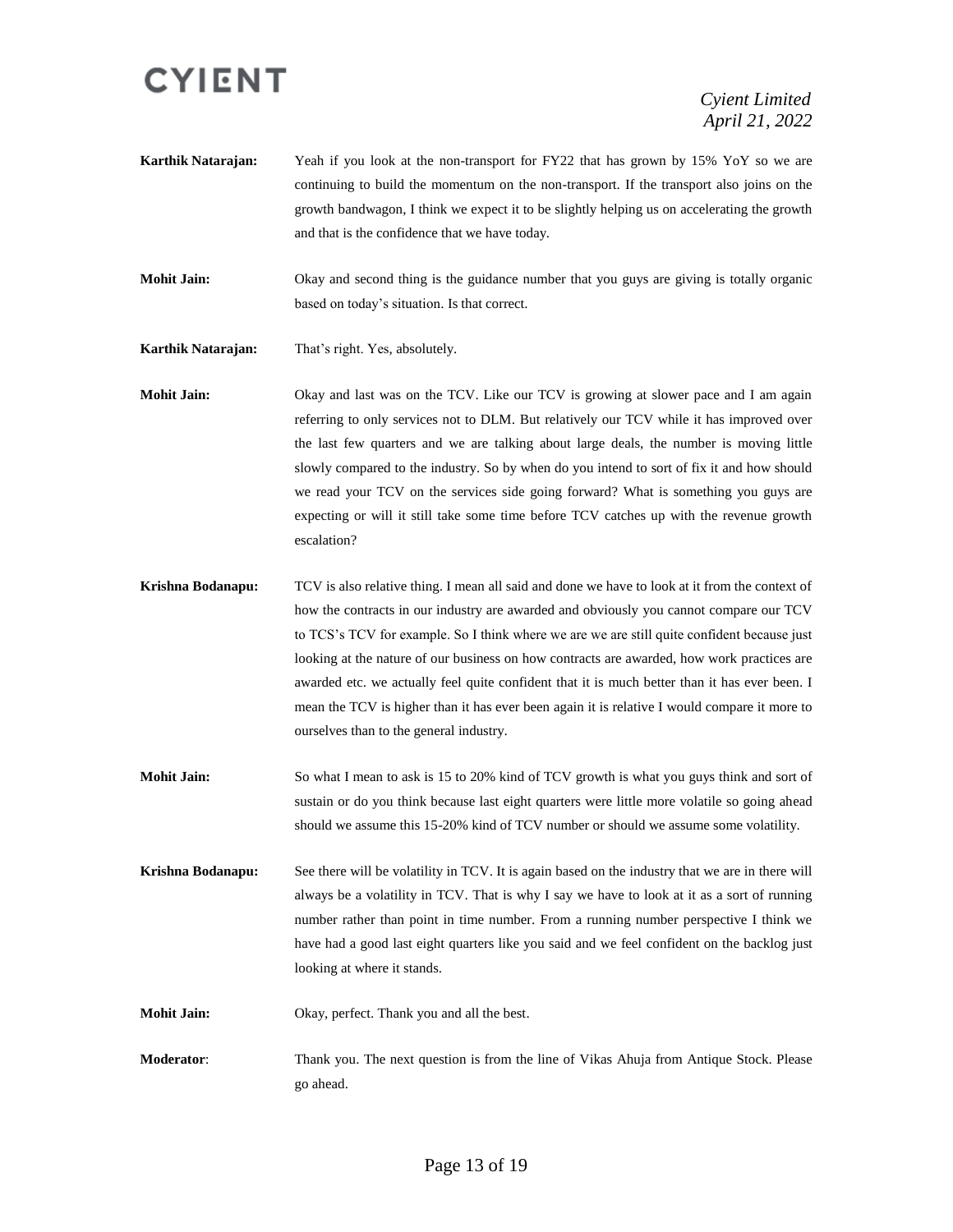**Karthik Natarajan:** Yeah if you look at the non-transport for FY22 that has grown by 15% YoY so we are continuing to build the momentum on the non-transport. If the transport also joins on the growth bandwagon, I think we expect it to be slightly helping us on accelerating the growth and that is the confidence that we have today.

**Mohit Jain:** Okay and second thing is the guidance number that you guys are giving is totally organic based on today's situation. Is that correct.

**Karthik Natarajan:** That's right. Yes, absolutely.

**Mohit Jain:** Okay and last was on the TCV. Like our TCV is growing at slower pace and I am again referring to only services not to DLM. But relatively our TCV while it has improved over the last few quarters and we are talking about large deals, the number is moving little slowly compared to the industry. So by when do you intend to sort of fix it and how should we read your TCV on the services side going forward? What is something you guys are expecting or will it still take some time before TCV catches up with the revenue growth escalation?

**Krishna Bodanapu:** TCV is also relative thing. I mean all said and done we have to look at it from the context of how the contracts in our industry are awarded and obviously you cannot compare our TCV to TCS's TCV for example. So I think where we are we are still quite confident because just looking at the nature of our business on how contracts are awarded, how work practices are awarded etc. we actually feel quite confident that it is much better than it has ever been. I mean the TCV is higher than it has ever been again it is relative I would compare it more to ourselves than to the general industry.

**Mohit Jain:** So what I mean to ask is 15 to 20% kind of TCV growth is what you guys think and sort of sustain or do you think because last eight quarters were little more volatile so going ahead should we assume this 15-20% kind of TCV number or should we assume some volatility.

**Krishna Bodanapu:** See there will be volatility in TCV. It is again based on the industry that we are in there will always be a volatility in TCV. That is why I say we have to look at it as a sort of running number rather than point in time number. From a running number perspective I think we have had a good last eight quarters like you said and we feel confident on the backlog just looking at where it stands.

**Mohit Jain:** Okay, perfect. Thank you and all the best.

**Moderator**: Thank you. The next question is from the line of Vikas Ahuja from Antique Stock. Please go ahead.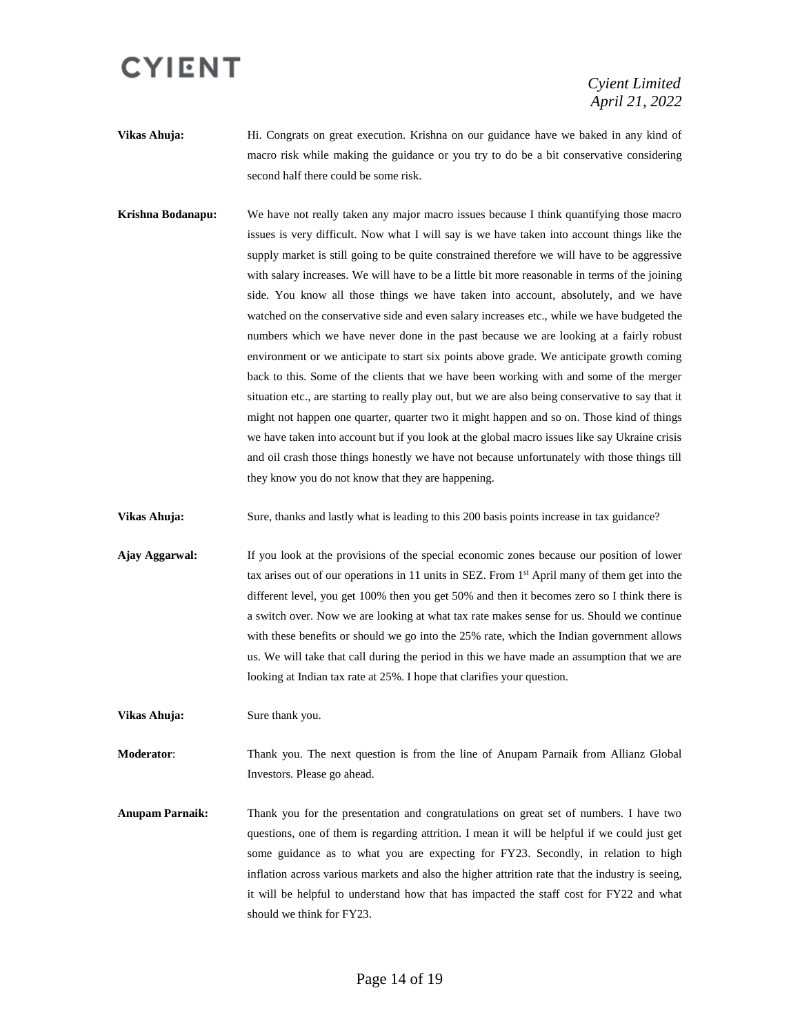**Vikas Ahuja:** Hi. Congrats on great execution. Krishna on our guidance have we baked in any kind of macro risk while making the guidance or you try to do be a bit conservative considering second half there could be some risk.

**Krishna Bodanapu:** We have not really taken any major macro issues because I think quantifying those macro issues is very difficult. Now what I will say is we have taken into account things like the supply market is still going to be quite constrained therefore we will have to be aggressive with salary increases. We will have to be a little bit more reasonable in terms of the joining side. You know all those things we have taken into account, absolutely, and we have watched on the conservative side and even salary increases etc., while we have budgeted the numbers which we have never done in the past because we are looking at a fairly robust environment or we anticipate to start six points above grade. We anticipate growth coming back to this. Some of the clients that we have been working with and some of the merger situation etc., are starting to really play out, but we are also being conservative to say that it might not happen one quarter, quarter two it might happen and so on. Those kind of things we have taken into account but if you look at the global macro issues like say Ukraine crisis and oil crash those things honestly we have not because unfortunately with those things till they know you do not know that they are happening.

**Vikas Ahuja:** Sure, thanks and lastly what is leading to this 200 basis points increase in tax guidance?

**Ajay Aggarwal:** If you look at the provisions of the special economic zones because our position of lower tax arises out of our operations in 11 units in SEZ. From 1st April many of them get into the different level, you get 100% then you get 50% and then it becomes zero so I think there is a switch over. Now we are looking at what tax rate makes sense for us. Should we continue with these benefits or should we go into the 25% rate, which the Indian government allows us. We will take that call during the period in this we have made an assumption that we are looking at Indian tax rate at 25%. I hope that clarifies your question.

**Vikas Ahuja:** Sure thank you.

**Moderator**: Thank you. The next question is from the line of Anupam Parnaik from Allianz Global Investors. Please go ahead.

**Anupam Parnaik:** Thank you for the presentation and congratulations on great set of numbers. I have two questions, one of them is regarding attrition. I mean it will be helpful if we could just get some guidance as to what you are expecting for FY23. Secondly, in relation to high inflation across various markets and also the higher attrition rate that the industry is seeing, it will be helpful to understand how that has impacted the staff cost for FY22 and what should we think for FY23.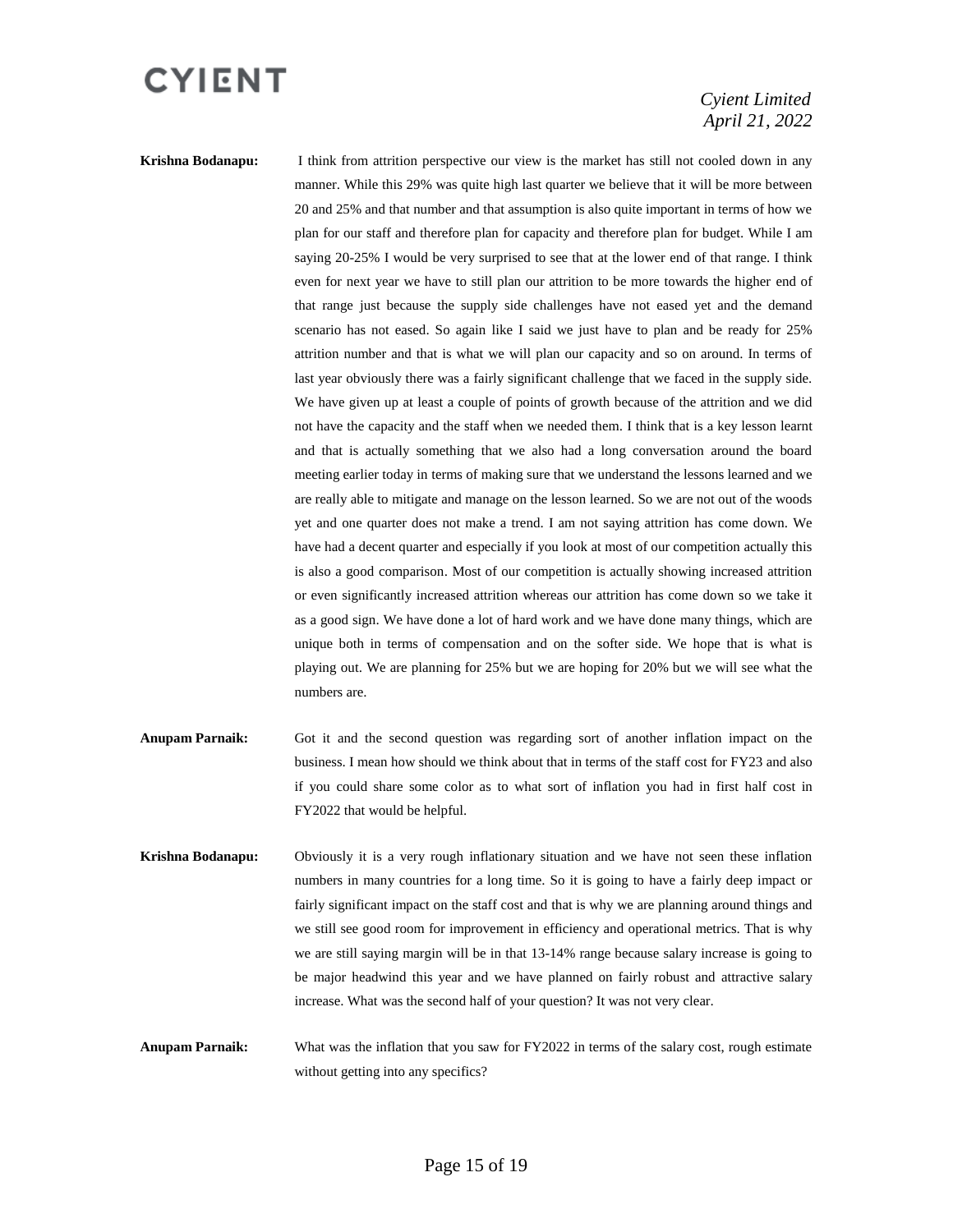**Krishna Bodanapu:** I think from attrition perspective our view is the market has still not cooled down in any manner. While this 29% was quite high last quarter we believe that it will be more between 20 and 25% and that number and that assumption is also quite important in terms of how we plan for our staff and therefore plan for capacity and therefore plan for budget. While I am saying 20-25% I would be very surprised to see that at the lower end of that range. I think even for next year we have to still plan our attrition to be more towards the higher end of that range just because the supply side challenges have not eased yet and the demand scenario has not eased. So again like I said we just have to plan and be ready for 25% attrition number and that is what we will plan our capacity and so on around. In terms of last year obviously there was a fairly significant challenge that we faced in the supply side. We have given up at least a couple of points of growth because of the attrition and we did not have the capacity and the staff when we needed them. I think that is a key lesson learnt and that is actually something that we also had a long conversation around the board meeting earlier today in terms of making sure that we understand the lessons learned and we are really able to mitigate and manage on the lesson learned. So we are not out of the woods yet and one quarter does not make a trend. I am not saying attrition has come down. We have had a decent quarter and especially if you look at most of our competition actually this is also a good comparison. Most of our competition is actually showing increased attrition or even significantly increased attrition whereas our attrition has come down so we take it as a good sign. We have done a lot of hard work and we have done many things, which are unique both in terms of compensation and on the softer side. We hope that is what is playing out. We are planning for 25% but we are hoping for 20% but we will see what the numbers are.

**Anupam Parnaik:** Got it and the second question was regarding sort of another inflation impact on the business. I mean how should we think about that in terms of the staff cost for FY23 and also if you could share some color as to what sort of inflation you had in first half cost in FY2022 that would be helpful.

**Krishna Bodanapu:** Obviously it is a very rough inflationary situation and we have not seen these inflation numbers in many countries for a long time. So it is going to have a fairly deep impact or fairly significant impact on the staff cost and that is why we are planning around things and we still see good room for improvement in efficiency and operational metrics. That is why we are still saying margin will be in that 13-14% range because salary increase is going to be major headwind this year and we have planned on fairly robust and attractive salary increase. What was the second half of your question? It was not very clear.

**Anupam Parnaik:** What was the inflation that you saw for FY2022 in terms of the salary cost, rough estimate without getting into any specifics?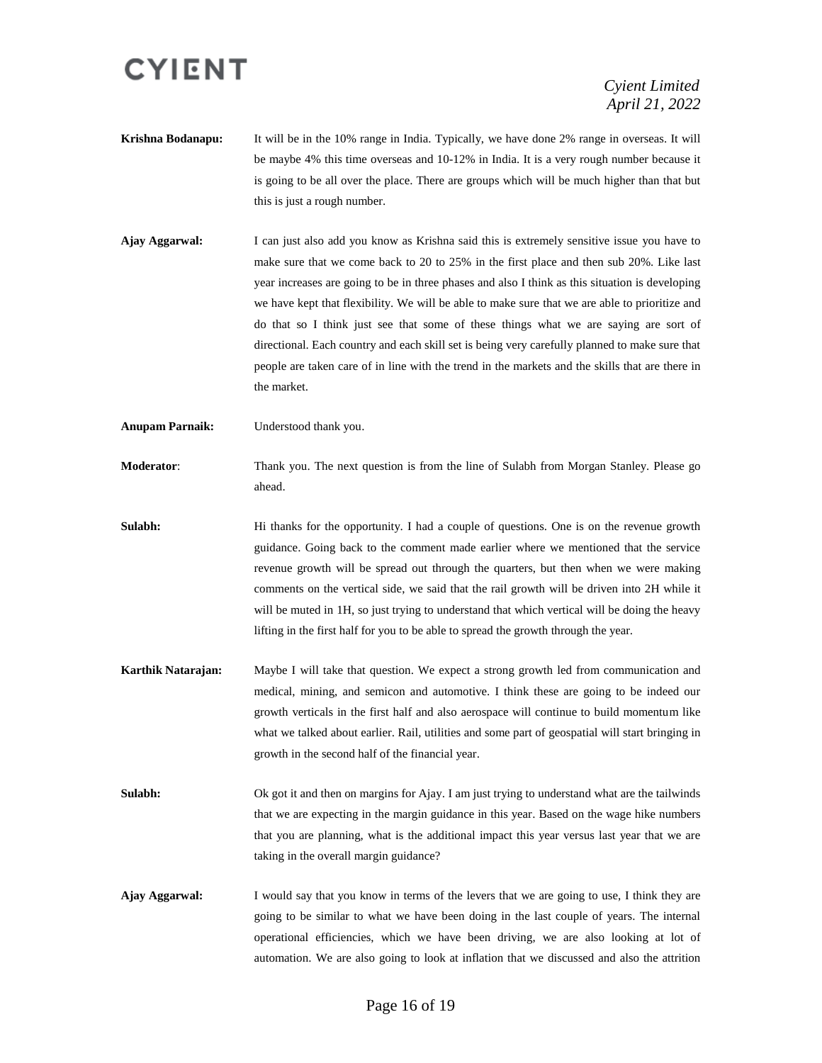**Krishna Bodanapu:** It will be in the 10% range in India. Typically, we have done 2% range in overseas. It will be maybe 4% this time overseas and 10-12% in India. It is a very rough number because it is going to be all over the place. There are groups which will be much higher than that but this is just a rough number.

**Ajay Aggarwal:** I can just also add you know as Krishna said this is extremely sensitive issue you have to make sure that we come back to 20 to 25% in the first place and then sub 20%. Like last year increases are going to be in three phases and also I think as this situation is developing we have kept that flexibility. We will be able to make sure that we are able to prioritize and do that so I think just see that some of these things what we are saying are sort of directional. Each country and each skill set is being very carefully planned to make sure that people are taken care of in line with the trend in the markets and the skills that are there in the market.

**Anupam Parnaik:** Understood thank you.

**Moderator**: Thank you. The next question is from the line of Sulabh from Morgan Stanley. Please go ahead.

**Sulabh:** Hi thanks for the opportunity. I had a couple of questions. One is on the revenue growth guidance. Going back to the comment made earlier where we mentioned that the service revenue growth will be spread out through the quarters, but then when we were making comments on the vertical side, we said that the rail growth will be driven into 2H while it will be muted in 1H, so just trying to understand that which vertical will be doing the heavy lifting in the first half for you to be able to spread the growth through the year.

**Karthik Natarajan:** Maybe I will take that question. We expect a strong growth led from communication and medical, mining, and semicon and automotive. I think these are going to be indeed our growth verticals in the first half and also aerospace will continue to build momentum like what we talked about earlier. Rail, utilities and some part of geospatial will start bringing in growth in the second half of the financial year.

**Sulabh:** Ok got it and then on margins for Ajay. I am just trying to understand what are the tailwinds that we are expecting in the margin guidance in this year. Based on the wage hike numbers that you are planning, what is the additional impact this year versus last year that we are taking in the overall margin guidance?

**Ajay Aggarwal:** I would say that you know in terms of the levers that we are going to use, I think they are going to be similar to what we have been doing in the last couple of years. The internal operational efficiencies, which we have been driving, we are also looking at lot of automation. We are also going to look at inflation that we discussed and also the attrition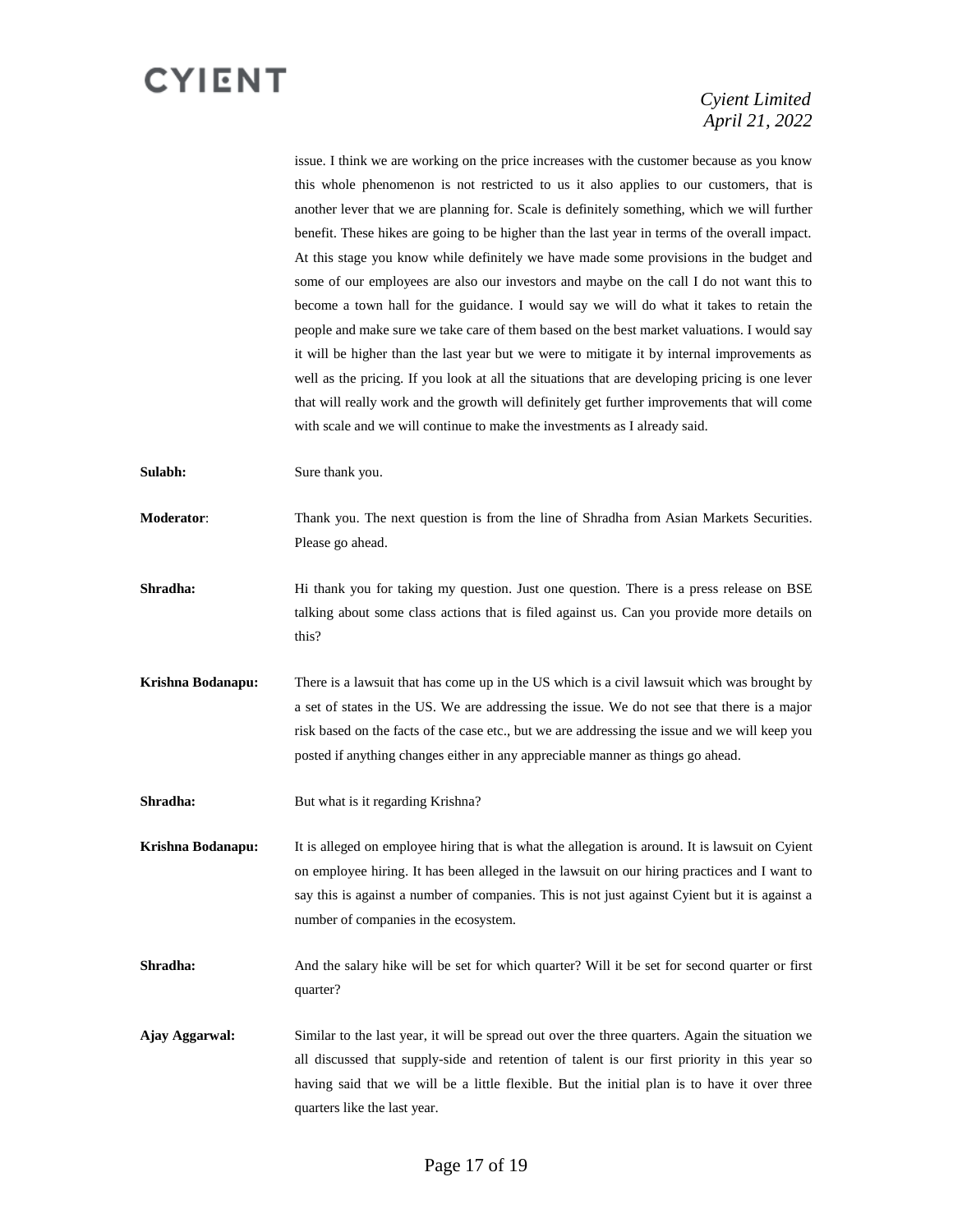issue. I think we are working on the price increases with the customer because as you know this whole phenomenon is not restricted to us it also applies to our customers, that is another lever that we are planning for. Scale is definitely something, which we will further benefit. These hikes are going to be higher than the last year in terms of the overall impact. At this stage you know while definitely we have made some provisions in the budget and some of our employees are also our investors and maybe on the call I do not want this to become a town hall for the guidance. I would say we will do what it takes to retain the people and make sure we take care of them based on the best market valuations. I would say it will be higher than the last year but we were to mitigate it by internal improvements as well as the pricing. If you look at all the situations that are developing pricing is one lever that will really work and the growth will definitely get further improvements that will come with scale and we will continue to make the investments as I already said.

**Sulabh:** Sure thank you.

**Moderator**: Thank you. The next question is from the line of Shradha from Asian Markets Securities. Please go ahead.

**Shradha:** Hi thank you for taking my question. Just one question. There is a press release on BSE talking about some class actions that is filed against us. Can you provide more details on this?

**Krishna Bodanapu:** There is a lawsuit that has come up in the US which is a civil lawsuit which was brought by a set of states in the US. We are addressing the issue. We do not see that there is a major risk based on the facts of the case etc., but we are addressing the issue and we will keep you posted if anything changes either in any appreciable manner as things go ahead.

**Shradha:** But what is it regarding Krishna?

**Krishna Bodanapu:** It is alleged on employee hiring that is what the allegation is around. It is lawsuit on Cyient on employee hiring. It has been alleged in the lawsuit on our hiring practices and I want to say this is against a number of companies. This is not just against Cyient but it is against a number of companies in the ecosystem.

**Shradha:** And the salary hike will be set for which quarter? Will it be set for second quarter or first quarter?

**Ajay Aggarwal:** Similar to the last year, it will be spread out over the three quarters. Again the situation we all discussed that supply-side and retention of talent is our first priority in this year so having said that we will be a little flexible. But the initial plan is to have it over three quarters like the last year.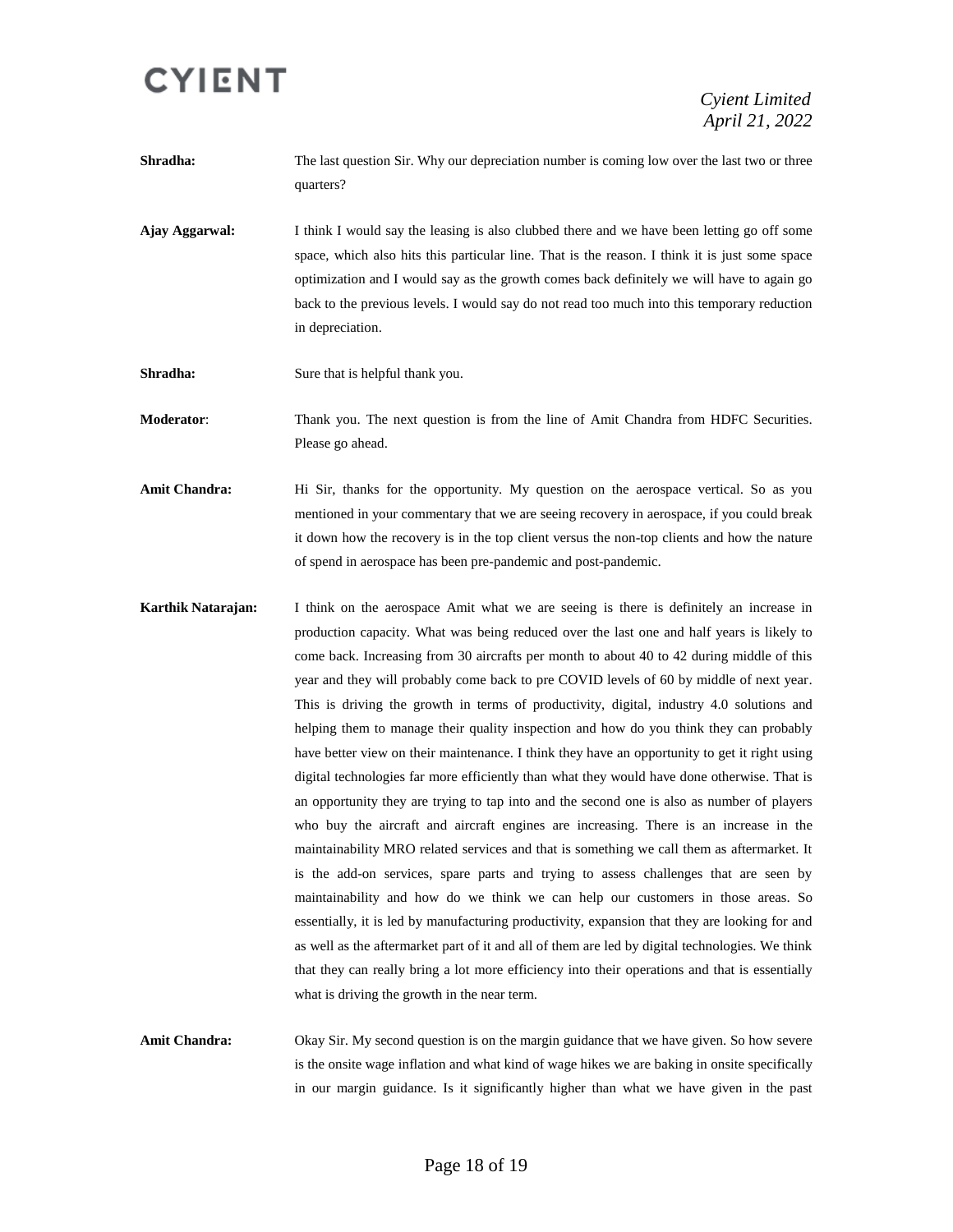**Shradha:** The last question Sir. Why our depreciation number is coming low over the last two or three quarters?

**Ajay Aggarwal:** I think I would say the leasing is also clubbed there and we have been letting go off some space, which also hits this particular line. That is the reason. I think it is just some space optimization and I would say as the growth comes back definitely we will have to again go back to the previous levels. I would say do not read too much into this temporary reduction in depreciation.

**Shradha:** Sure that is helpful thank you.

**Moderator**: Thank you. The next question is from the line of Amit Chandra from HDFC Securities. Please go ahead.

**Amit Chandra:** Hi Sir, thanks for the opportunity. My question on the aerospace vertical. So as you mentioned in your commentary that we are seeing recovery in aerospace, if you could break it down how the recovery is in the top client versus the non-top clients and how the nature of spend in aerospace has been pre-pandemic and post-pandemic.

**Karthik Natarajan:** I think on the aerospace Amit what we are seeing is there is definitely an increase in production capacity. What was being reduced over the last one and half years is likely to come back. Increasing from 30 aircrafts per month to about 40 to 42 during middle of this year and they will probably come back to pre COVID levels of 60 by middle of next year. This is driving the growth in terms of productivity, digital, industry 4.0 solutions and helping them to manage their quality inspection and how do you think they can probably have better view on their maintenance. I think they have an opportunity to get it right using digital technologies far more efficiently than what they would have done otherwise. That is an opportunity they are trying to tap into and the second one is also as number of players who buy the aircraft and aircraft engines are increasing. There is an increase in the maintainability MRO related services and that is something we call them as aftermarket. It is the add-on services, spare parts and trying to assess challenges that are seen by maintainability and how do we think we can help our customers in those areas. So essentially, it is led by manufacturing productivity, expansion that they are looking for and as well as the aftermarket part of it and all of them are led by digital technologies. We think that they can really bring a lot more efficiency into their operations and that is essentially what is driving the growth in the near term.

**Amit Chandra:** Okay Sir. My second question is on the margin guidance that we have given. So how severe is the onsite wage inflation and what kind of wage hikes we are baking in onsite specifically in our margin guidance. Is it significantly higher than what we have given in the past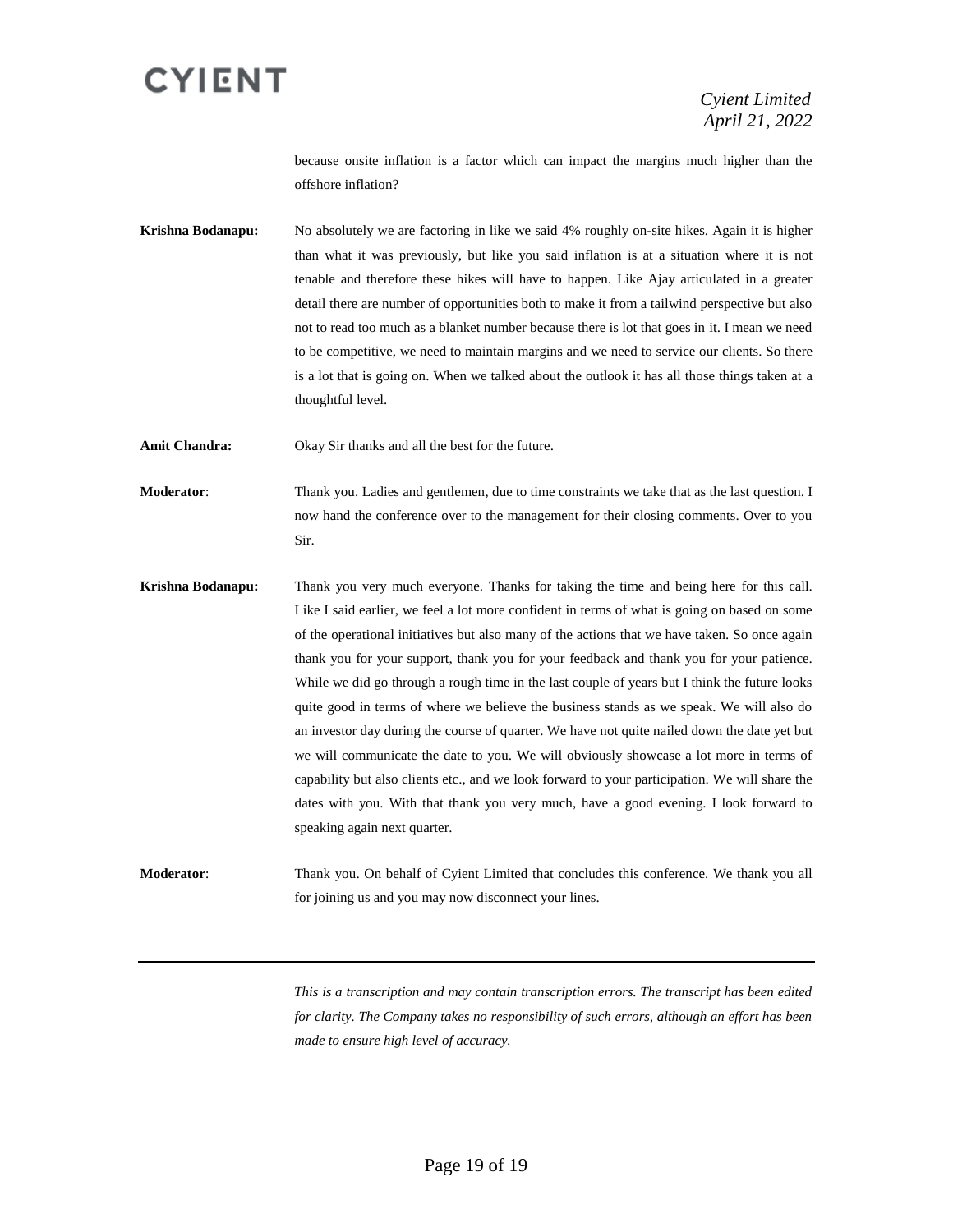because onsite inflation is a factor which can impact the margins much higher than the offshore inflation?

**Krishna Bodanapu:** No absolutely we are factoring in like we said 4% roughly on-site hikes. Again it is higher than what it was previously, but like you said inflation is at a situation where it is not tenable and therefore these hikes will have to happen. Like Ajay articulated in a greater detail there are number of opportunities both to make it from a tailwind perspective but also not to read too much as a blanket number because there is lot that goes in it. I mean we need to be competitive, we need to maintain margins and we need to service our clients. So there is a lot that is going on. When we talked about the outlook it has all those things taken at a thoughtful level.

**Amit Chandra:** Okay Sir thanks and all the best for the future.

**Moderator**: Thank you. Ladies and gentlemen, due to time constraints we take that as the last question. I now hand the conference over to the management for their closing comments. Over to you Sir.

**Krishna Bodanapu:** Thank you very much everyone. Thanks for taking the time and being here for this call. Like I said earlier, we feel a lot more confident in terms of what is going on based on some of the operational initiatives but also many of the actions that we have taken. So once again thank you for your support, thank you for your feedback and thank you for your patience. While we did go through a rough time in the last couple of years but I think the future looks quite good in terms of where we believe the business stands as we speak. We will also do an investor day during the course of quarter. We have not quite nailed down the date yet but we will communicate the date to you. We will obviously showcase a lot more in terms of capability but also clients etc., and we look forward to your participation. We will share the dates with you. With that thank you very much, have a good evening. I look forward to speaking again next quarter.

**Moderator**: Thank you. On behalf of Cyient Limited that concludes this conference. We thank you all for joining us and you may now disconnect your lines.

---

*This is a transcription and may contain transcription errors. The transcript has been edited for clarity. The Company takes no responsibility of such errors, although an effort has been made to ensure high level of accuracy.*